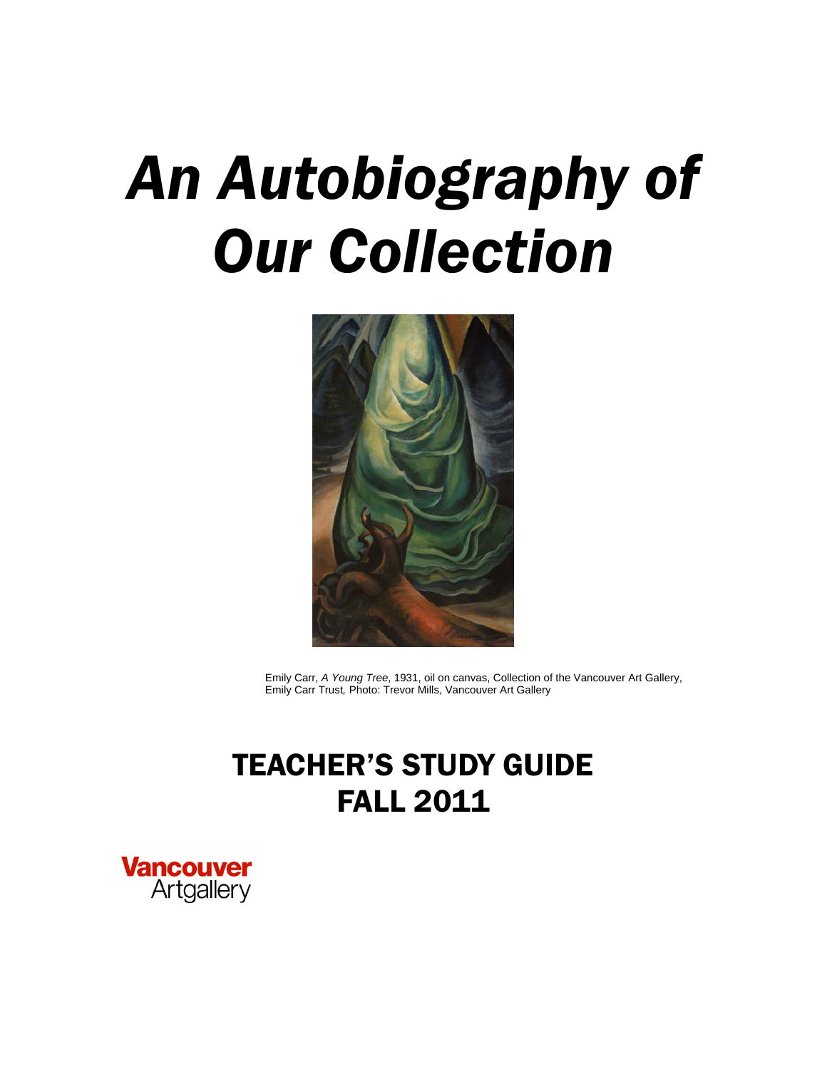# *An Autobiography of Our Collection*

Emily Carr, *A Young Tree*, 1931, oil on canvas, Collection of the Vancouver Art Gallery, Emily Carr Trust, Photo: Trevor Mills, Vancouver Art Gallery

## TEACHER'S STUDY GUIDE
## FALL 2011

Vancouver Artgallery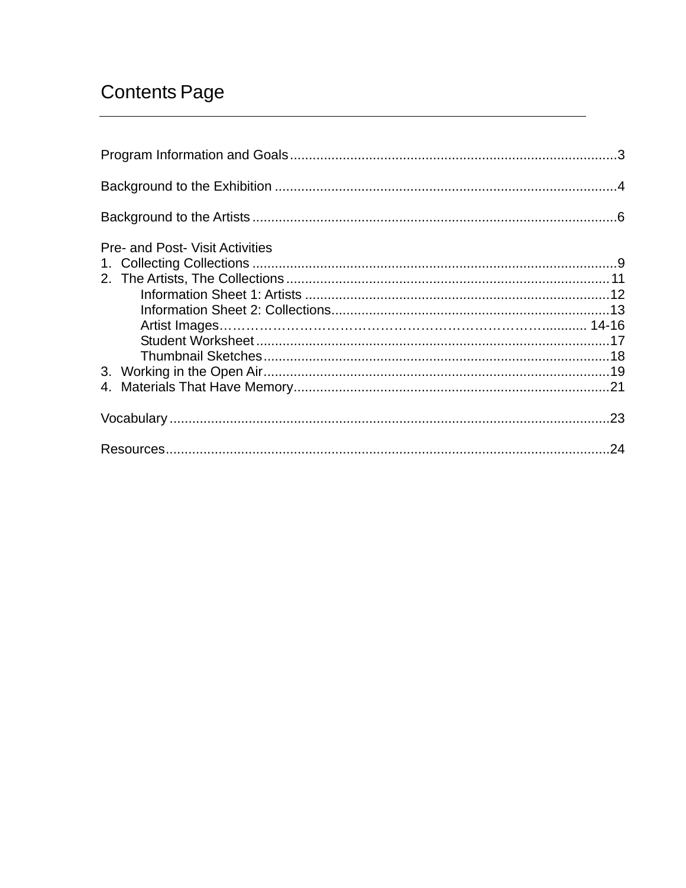# Contents Page

Program Information and Goals......................................................................................3

Background to the Exhibition ..........................................................................................4

Background to the Artists ................................................................................................6

Pre- and Post- Visit Activities

1. Collecting Collections ................................................................................................9
2. The Artists, The Collections......................................................................................11
    - Information Sheet 1: Artists ..................................................................................12
    - Information Sheet 2: Collections..........................................................................13
    - Artist Images…………………………………………………………………........... 14-16
    - Student Worksheet ..............................................................................................17
    - Thumbnail Sketches............................................................................................18
3. Working in the Open Air............................................................................................19
4. Materials That Have Memory....................................................................................21

Vocabulary .....................................................................................................................23

Resources.......................................................................................................................24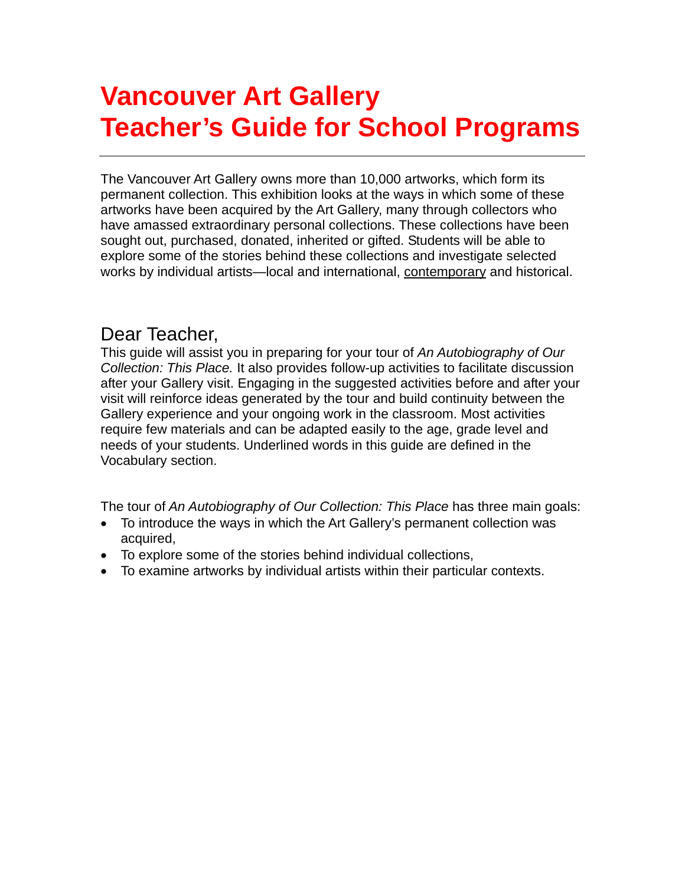# Vancouver Art Gallery
# Teacher's Guide for School Programs

---

The Vancouver Art Gallery owns more than 10,000 artworks, which form its permanent collection. This exhibition looks at the ways in which some of these artworks have been acquired by the Art Gallery, many through collectors who have amassed extraordinary personal collections. These collections have been sought out, purchased, donated, inherited or gifted. Students will be able to explore some of the stories behind these collections and investigate selected works by individual artists—local and international, contemporary and historical.

## Dear Teacher,

This guide will assist you in preparing for your tour of *An Autobiography of Our Collection: This Place.* It also provides follow-up activities to facilitate discussion after your Gallery visit. Engaging in the suggested activities before and after your visit will reinforce ideas generated by the tour and build continuity between the Gallery experience and your ongoing work in the classroom. Most activities require few materials and can be adapted easily to the age, grade level and needs of your students. Underlined words in this guide are defined in the Vocabulary section.

The tour of *An Autobiography of Our Collection: This Place* has three main goals:

- To introduce the ways in which the Art Gallery's permanent collection was acquired,
- To explore some of the stories behind individual collections,
- To examine artworks by individual artists within their particular contexts.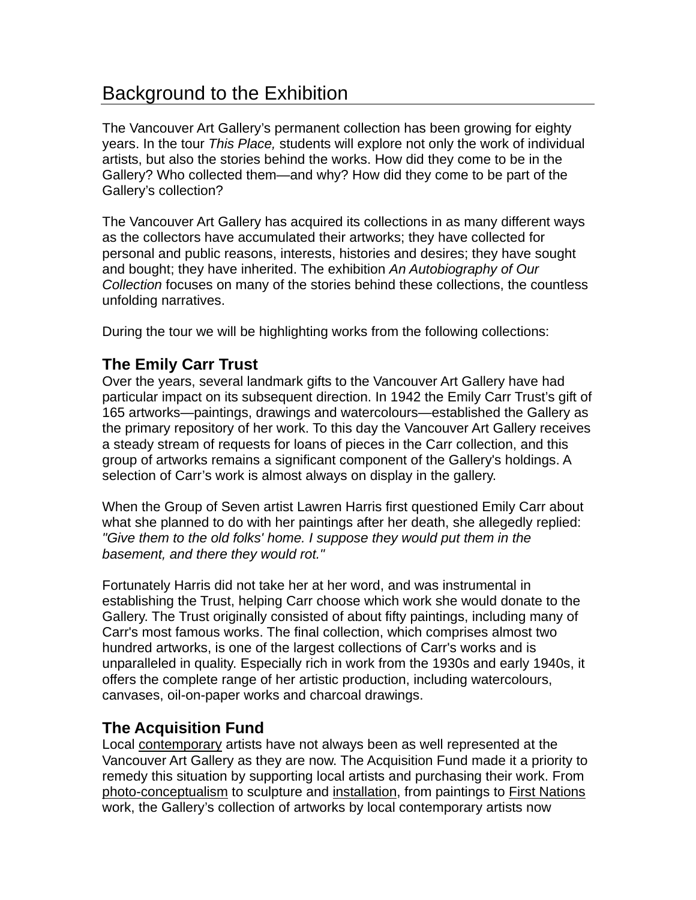# Background to the Exhibition

The Vancouver Art Gallery's permanent collection has been growing for eighty years. In the tour *This Place,* students will explore not only the work of individual artists, but also the stories behind the works. How did they come to be in the Gallery? Who collected them—and why? How did they come to be part of the Gallery's collection?

The Vancouver Art Gallery has acquired its collections in as many different ways as the collectors have accumulated their artworks; they have collected for personal and public reasons, interests, histories and desires; they have sought and bought; they have inherited. The exhibition *An Autobiography of Our Collection* focuses on many of the stories behind these collections, the countless unfolding narratives.

During the tour we will be highlighting works from the following collections:

## The Emily Carr Trust

Over the years, several landmark gifts to the Vancouver Art Gallery have had particular impact on its subsequent direction. In 1942 the Emily Carr Trust's gift of 165 artworks—paintings, drawings and watercolours—established the Gallery as the primary repository of her work. To this day the Vancouver Art Gallery receives a steady stream of requests for loans of pieces in the Carr collection, and this group of artworks remains a significant component of the Gallery's holdings. A selection of Carr's work is almost always on display in the gallery.

When the Group of Seven artist Lawren Harris first questioned Emily Carr about what she planned to do with her paintings after her death, she allegedly replied: *"Give them to the old folks' home. I suppose they would put them in the basement, and there they would rot."*

Fortunately Harris did not take her at her word, and was instrumental in establishing the Trust, helping Carr choose which work she would donate to the Gallery. The Trust originally consisted of about fifty paintings, including many of Carr's most famous works. The final collection, which comprises almost two hundred artworks, is one of the largest collections of Carr's works and is unparalleled in quality. Especially rich in work from the 1930s and early 1940s, it offers the complete range of her artistic production, including watercolours, canvases, oil-on-paper works and charcoal drawings.

## The Acquisition Fund

Local contemporary artists have not always been as well represented at the Vancouver Art Gallery as they are now. The Acquisition Fund made it a priority to remedy this situation by supporting local artists and purchasing their work. From photo-conceptualism to sculpture and installation, from paintings to First Nations work, the Gallery's collection of artworks by local contemporary artists now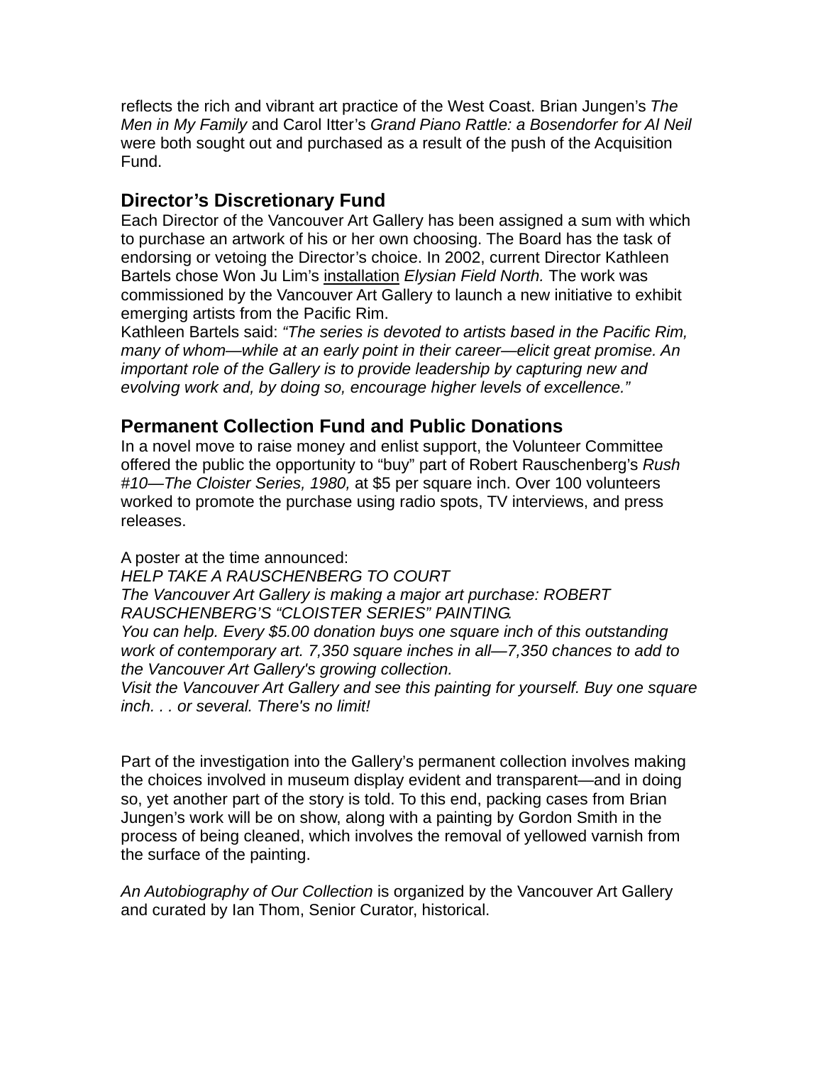reflects the rich and vibrant art practice of the West Coast. Brian Jungen's *The Men in My Family* and Carol Itter's *Grand Piano Rattle: a Bosendorfer for Al Neil* were both sought out and purchased as a result of the push of the Acquisition Fund.

## Director's Discretionary Fund

Each Director of the Vancouver Art Gallery has been assigned a sum with which to purchase an artwork of his or her own choosing. The Board has the task of endorsing or vetoing the Director's choice. In 2002, current Director Kathleen Bartels chose Won Ju Lim's installation *Elysian Field North.* The work was commissioned by the Vancouver Art Gallery to launch a new initiative to exhibit emerging artists from the Pacific Rim.

Kathleen Bartels said: *"The series is devoted to artists based in the Pacific Rim, many of whom—while at an early point in their career—elicit great promise. An important role of the Gallery is to provide leadership by capturing new and evolving work and, by doing so, encourage higher levels of excellence."*

## Permanent Collection Fund and Public Donations

In a novel move to raise money and enlist support, the Volunteer Committee offered the public the opportunity to "buy" part of Robert Rauschenberg's *Rush #10—The Cloister Series, 1980,* at $5 per square inch. Over 100 volunteers worked to promote the purchase using radio spots, TV interviews, and press releases.

A poster at the time announced:

*HELP TAKE A RAUSCHENBERG TO COURT*

*The Vancouver Art Gallery is making a major art purchase: ROBERT RAUSCHENBERG'S "CLOISTER SERIES" PAINTING.*

*You can help. Every $5.00 donation buys one square inch of this outstanding work of contemporary art. 7,350 square inches in all—7,350 chances to add to the Vancouver Art Gallery's growing collection.*

*Visit the Vancouver Art Gallery and see this painting for yourself. Buy one square inch. . . or several. There's no limit!*

Part of the investigation into the Gallery's permanent collection involves making the choices involved in museum display evident and transparent—and in doing so, yet another part of the story is told. To this end, packing cases from Brian Jungen's work will be on show, along with a painting by Gordon Smith in the process of being cleaned, which involves the removal of yellowed varnish from the surface of the painting.

*An Autobiography of Our Collection* is organized by the Vancouver Art Gallery and curated by Ian Thom, Senior Curator, historical.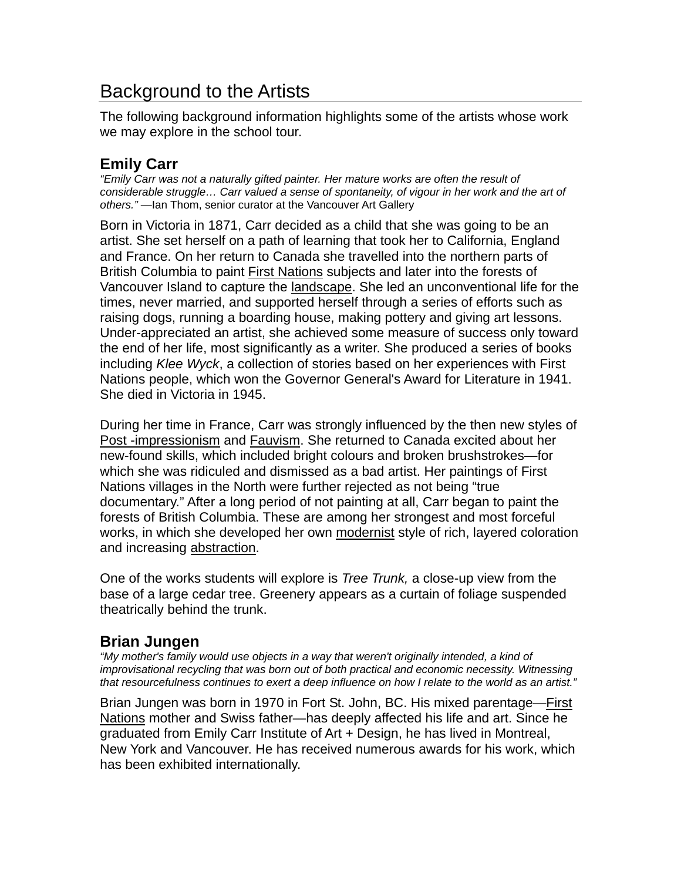# Background to the Artists

The following background information highlights some of the artists whose work we may explore in the school tour.

## Emily Carr

*"Emily Carr was not a naturally gifted painter. Her mature works are often the result of considerable struggle… Carr valued a sense of spontaneity, of vigour in her work and the art of others."* —Ian Thom, senior curator at the Vancouver Art Gallery

Born in Victoria in 1871, Carr decided as a child that she was going to be an artist. She set herself on a path of learning that took her to California, England and France. On her return to Canada she travelled into the northern parts of British Columbia to paint First Nations subjects and later into the forests of Vancouver Island to capture the landscape. She led an unconventional life for the times, never married, and supported herself through a series of efforts such as raising dogs, running a boarding house, making pottery and giving art lessons. Under-appreciated an artist, she achieved some measure of success only toward the end of her life, most significantly as a writer. She produced a series of books including *Klee Wyck*, a collection of stories based on her experiences with First Nations people, which won the Governor General's Award for Literature in 1941. She died in Victoria in 1945.

During her time in France, Carr was strongly influenced by the then new styles of Post -impressionism and Fauvism. She returned to Canada excited about her new-found skills, which included bright colours and broken brushstrokes—for which she was ridiculed and dismissed as a bad artist. Her paintings of First Nations villages in the North were further rejected as not being "true documentary." After a long period of not painting at all, Carr began to paint the forests of British Columbia. These are among her strongest and most forceful works, in which she developed her own modernist style of rich, layered coloration and increasing abstraction.

One of the works students will explore is *Tree Trunk,* a close-up view from the base of a large cedar tree. Greenery appears as a curtain of foliage suspended theatrically behind the trunk.

## Brian Jungen

*"My mother's family would use objects in a way that weren't originally intended, a kind of improvisational recycling that was born out of both practical and economic necessity. Witnessing that resourcefulness continues to exert a deep influence on how I relate to the world as an artist."*

Brian Jungen was born in 1970 in Fort St. John, BC. His mixed parentage—First Nations mother and Swiss father—has deeply affected his life and art. Since he graduated from Emily Carr Institute of Art + Design, he has lived in Montreal, New York and Vancouver. He has received numerous awards for his work, which has been exhibited internationally.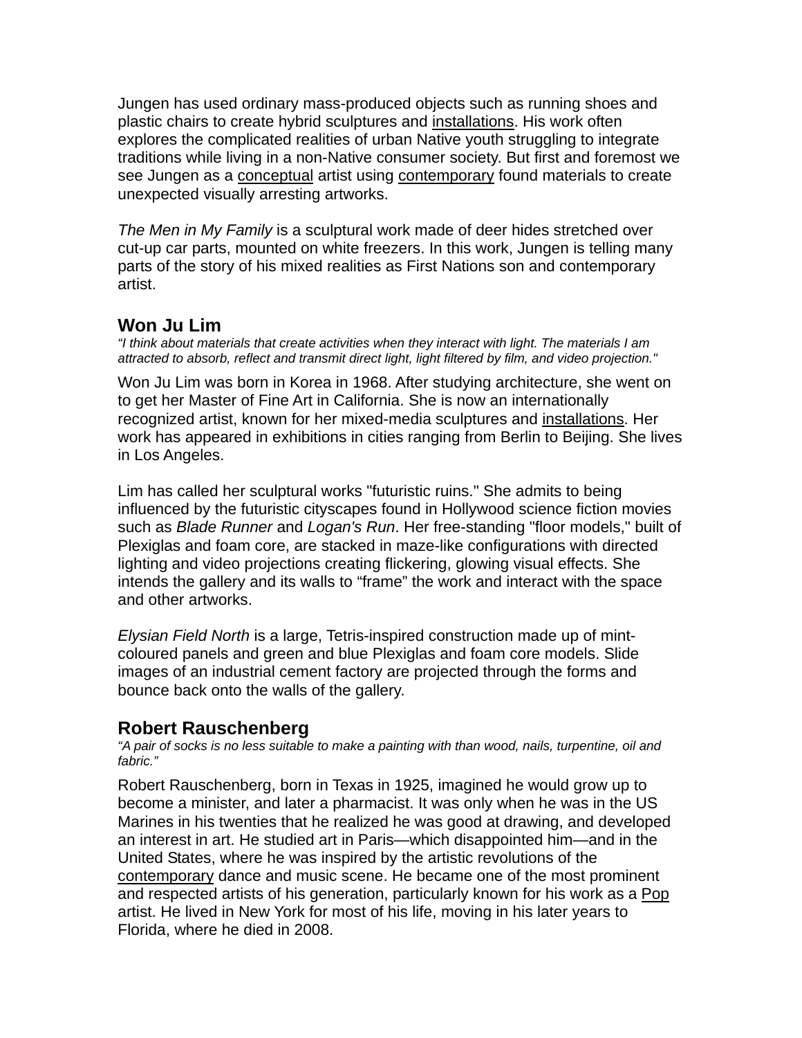Jungen has used ordinary mass-produced objects such as running shoes and plastic chairs to create hybrid sculptures and installations. His work often explores the complicated realities of urban Native youth struggling to integrate traditions while living in a non-Native consumer society. But first and foremost we see Jungen as a conceptual artist using contemporary found materials to create unexpected visually arresting artworks.

*The Men in My Family* is a sculptural work made of deer hides stretched over cut-up car parts, mounted on white freezers. In this work, Jungen is telling many parts of the story of his mixed realities as First Nations son and contemporary artist.

## Won Ju Lim

*“I think about materials that create activities when they interact with light. The materials I am attracted to absorb, reflect and transmit direct light, light filtered by film, and video projection."*

Won Ju Lim was born in Korea in 1968. After studying architecture, she went on to get her Master of Fine Art in California. She is now an internationally recognized artist, known for her mixed-media sculptures and installations. Her work has appeared in exhibitions in cities ranging from Berlin to Beijing. She lives in Los Angeles.

Lim has called her sculptural works "futuristic ruins." She admits to being influenced by the futuristic cityscapes found in Hollywood science fiction movies such as *Blade Runner* and *Logan's Run*. Her free-standing "floor models," built of Plexiglas and foam core, are stacked in maze-like configurations with directed lighting and video projections creating flickering, glowing visual effects. She intends the gallery and its walls to “frame” the work and interact with the space and other artworks.

*Elysian Field North* is a large, Tetris-inspired construction made up of mint-coloured panels and green and blue Plexiglas and foam core models. Slide images of an industrial cement factory are projected through the forms and bounce back onto the walls of the gallery.

## Robert Rauschenberg

*“A pair of socks is no less suitable to make a painting with than wood, nails, turpentine, oil and fabric.”*

Robert Rauschenberg, born in Texas in 1925, imagined he would grow up to become a minister, and later a pharmacist. It was only when he was in the US Marines in his twenties that he realized he was good at drawing, and developed an interest in art. He studied art in Paris—which disappointed him—and in the United States, where he was inspired by the artistic revolutions of the contemporary dance and music scene. He became one of the most prominent and respected artists of his generation, particularly known for his work as a Pop artist. He lived in New York for most of his life, moving in his later years to Florida, where he died in 2008.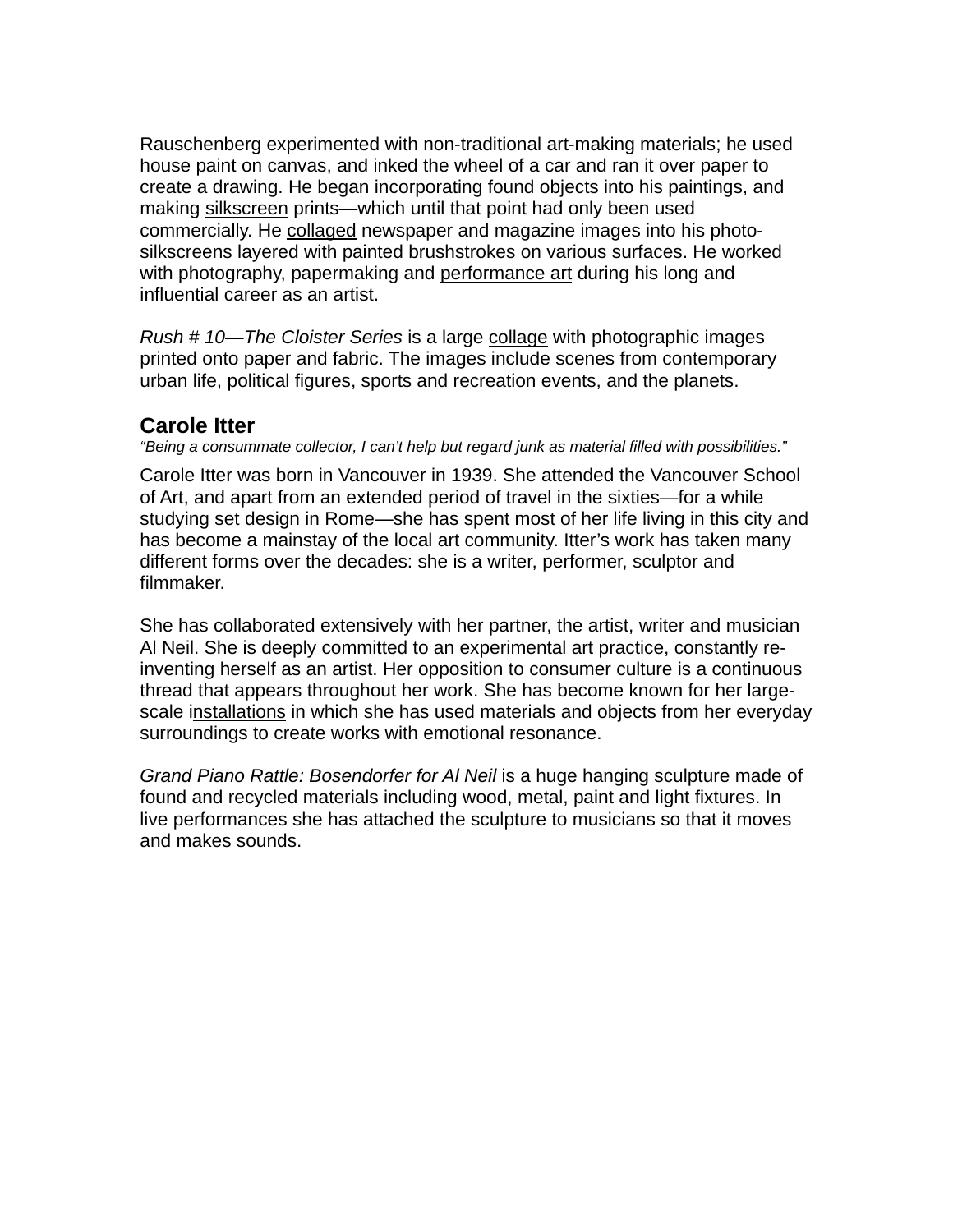Rauschenberg experimented with non-traditional art-making materials; he used house paint on canvas, and inked the wheel of a car and ran it over paper to create a drawing. He began incorporating found objects into his paintings, and making silkscreen prints—which until that point had only been used commercially. He collaged newspaper and magazine images into his photo-silkscreens layered with painted brushstrokes on various surfaces. He worked with photography, papermaking and performance art during his long and influential career as an artist.

*Rush # 10—The Cloister Series* is a large collage with photographic images printed onto paper and fabric. The images include scenes from contemporary urban life, political figures, sports and recreation events, and the planets.

## Carole Itter

*"Being a consummate collector, I can't help but regard junk as material filled with possibilities."*

Carole Itter was born in Vancouver in 1939. She attended the Vancouver School of Art, and apart from an extended period of travel in the sixties—for a while studying set design in Rome—she has spent most of her life living in this city and has become a mainstay of the local art community. Itter's work has taken many different forms over the decades: she is a writer, performer, sculptor and filmmaker.

She has collaborated extensively with her partner, the artist, writer and musician Al Neil. She is deeply committed to an experimental art practice, constantly re-inventing herself as an artist. Her opposition to consumer culture is a continuous thread that appears throughout her work. She has become known for her large-scale installations in which she has used materials and objects from her everyday surroundings to create works with emotional resonance.

*Grand Piano Rattle: Bosendorfer for Al Neil* is a huge hanging sculpture made of found and recycled materials including wood, metal, paint and light fixtures. In live performances she has attached the sculpture to musicians so that it moves and makes sounds.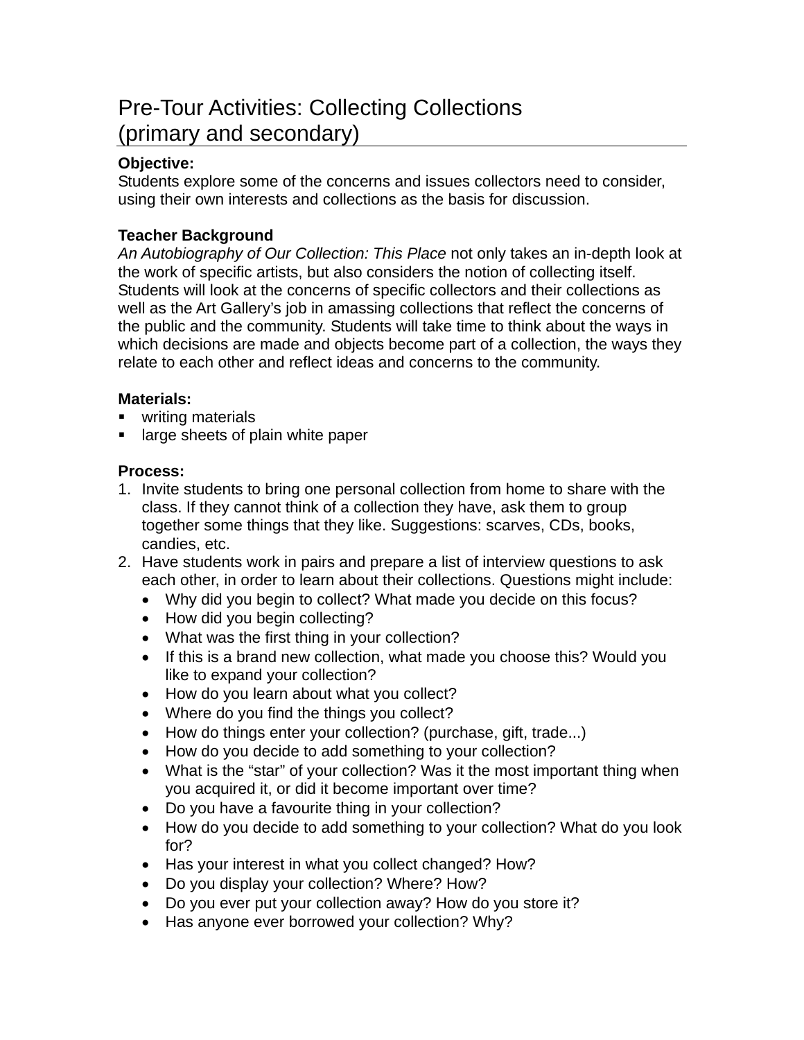# Pre-Tour Activities: Collecting Collections (primary and secondary)

**Objective:**
Students explore some of the concerns and issues collectors need to consider, using their own interests and collections as the basis for discussion.

**Teacher Background**
*An Autobiography of Our Collection: This Place* not only takes an in-depth look at the work of specific artists, but also considers the notion of collecting itself. Students will look at the concerns of specific collectors and their collections as well as the Art Gallery's job in amassing collections that reflect the concerns of the public and the community. Students will take time to think about the ways in which decisions are made and objects become part of a collection, the ways they relate to each other and reflect ideas and concerns to the community.

**Materials:**
- writing materials
- large sheets of plain white paper

**Process:**
1. Invite students to bring one personal collection from home to share with the class. If they cannot think of a collection they have, ask them to group together some things that they like. Suggestions: scarves, CDs, books, candies, etc.
2. Have students work in pairs and prepare a list of interview questions to ask each other, in order to learn about their collections. Questions might include:
   - Why did you begin to collect? What made you decide on this focus?
   - How did you begin collecting?
   - What was the first thing in your collection?
   - If this is a brand new collection, what made you choose this? Would you like to expand your collection?
   - How do you learn about what you collect?
   - Where do you find the things you collect?
   - How do things enter your collection? (purchase, gift, trade...)
   - How do you decide to add something to your collection?
   - What is the "star" of your collection? Was it the most important thing when you acquired it, or did it become important over time?
   - Do you have a favourite thing in your collection?
   - How do you decide to add something to your collection? What do you look for?
   - Has your interest in what you collect changed? How?
   - Do you display your collection? Where? How?
   - Do you ever put your collection away? How do you store it?
   - Has anyone ever borrowed your collection? Why?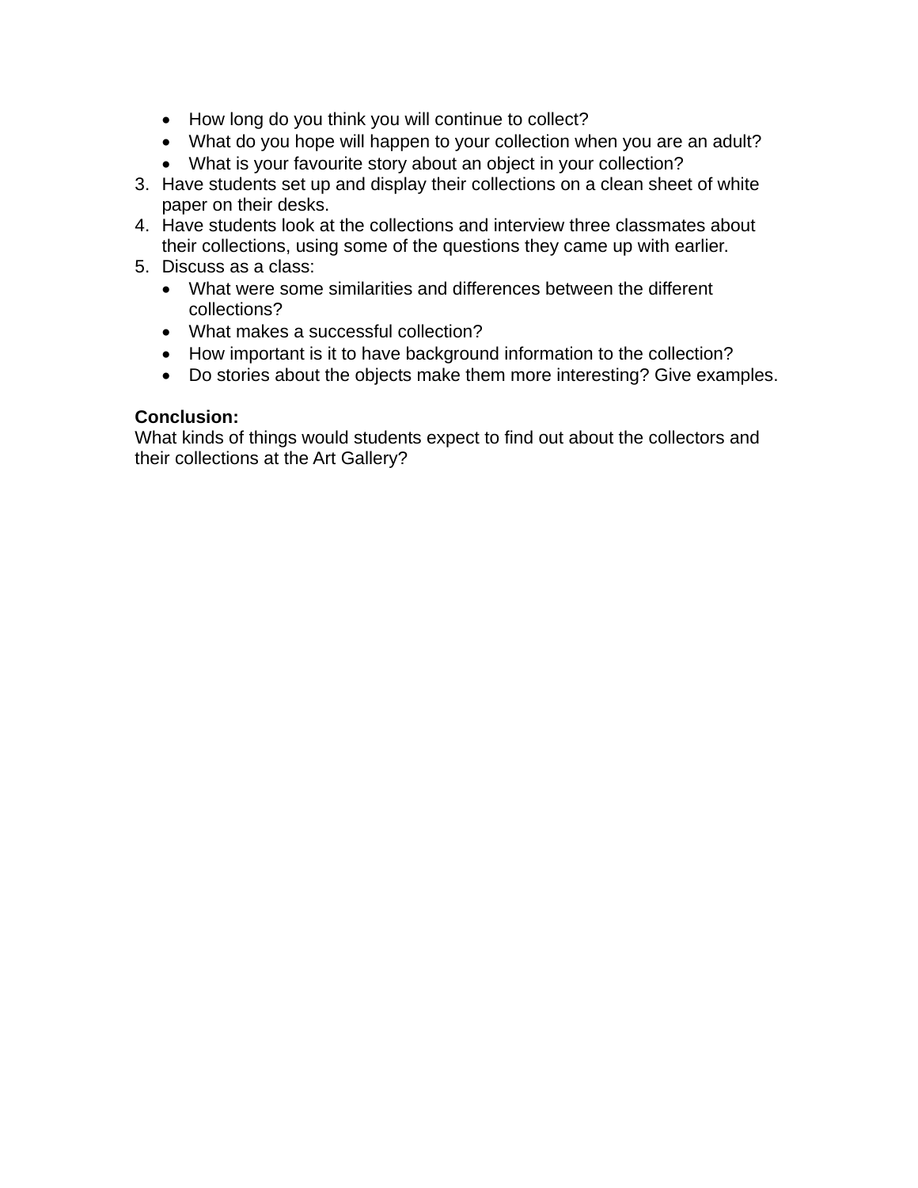- How long do you think you will continue to collect?
   - What do you hope will happen to your collection when you are an adult?
   - What is your favourite story about an object in your collection?
3. Have students set up and display their collections on a clean sheet of white paper on their desks.
4. Have students look at the collections and interview three classmates about their collections, using some of the questions they came up with earlier.
5. Discuss as a class:
   - What were some similarities and differences between the different collections?
   - What makes a successful collection?
   - How important is it to have background information to the collection?
   - Do stories about the objects make them more interesting? Give examples.

**Conclusion:**
What kinds of things would students expect to find out about the collectors and their collections at the Art Gallery?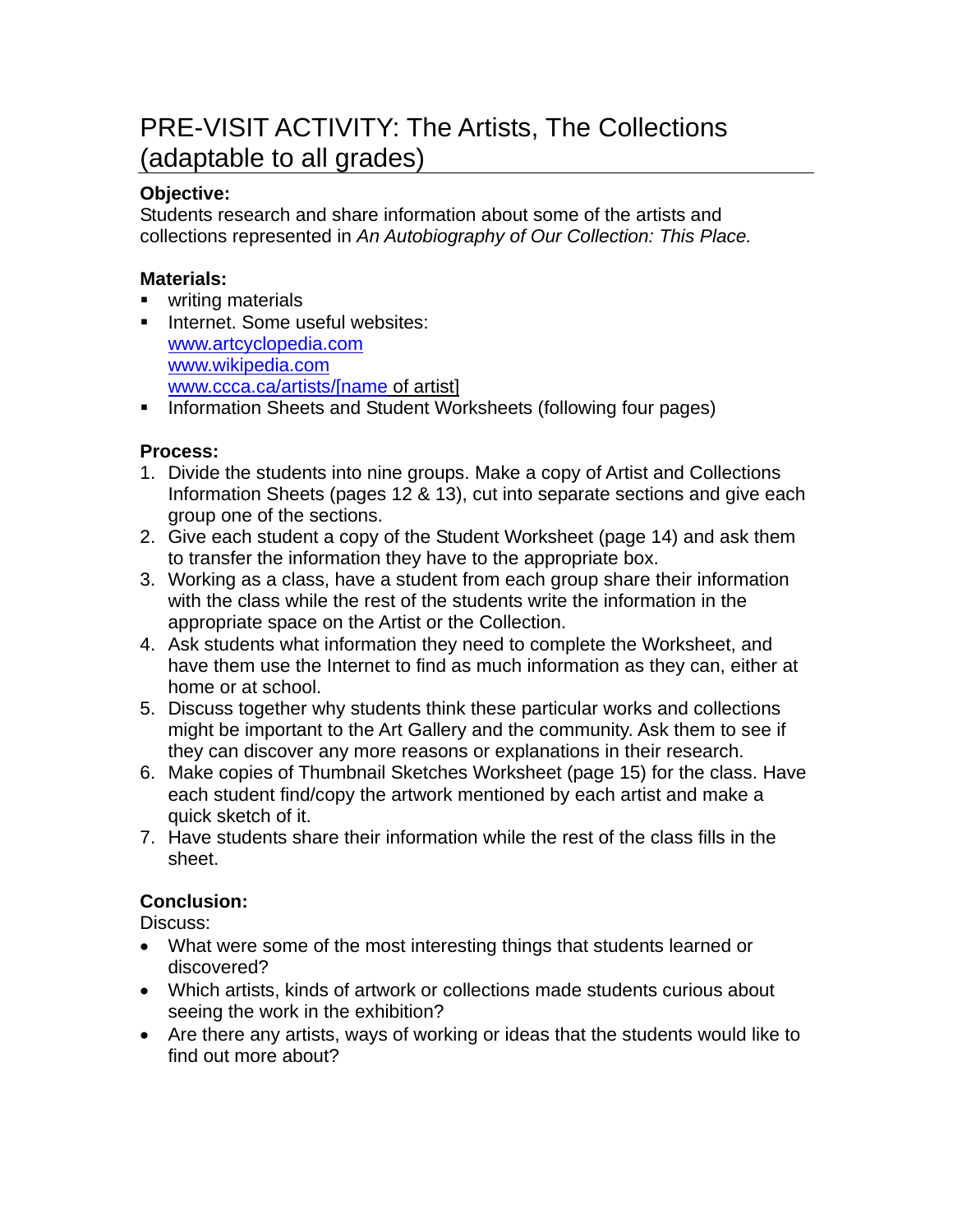# PRE-VISIT ACTIVITY: The Artists, The Collections (adaptable to all grades)

**Objective:**
Students research and share information about some of the artists and collections represented in *An Autobiography of Our Collection: This Place.*

**Materials:**

- writing materials
- Internet. Some useful websites:
  www.artcyclopedia.com
  www.wikipedia.com
  www.ccca.ca/artists/[name of artist]
- Information Sheets and Student Worksheets (following four pages)

**Process:**

1. Divide the students into nine groups. Make a copy of Artist and Collections Information Sheets (pages 12 & 13), cut into separate sections and give each group one of the sections.
2. Give each student a copy of the Student Worksheet (page 14) and ask them to transfer the information they have to the appropriate box.
3. Working as a class, have a student from each group share their information with the class while the rest of the students write the information in the appropriate space on the Artist or the Collection.
4. Ask students what information they need to complete the Worksheet, and have them use the Internet to find as much information as they can, either at home or at school.
5. Discuss together why students think these particular works and collections might be important to the Art Gallery and the community. Ask them to see if they can discover any more reasons or explanations in their research.
6. Make copies of Thumbnail Sketches Worksheet (page 15) for the class. Have each student find/copy the artwork mentioned by each artist and make a quick sketch of it.
7. Have students share their information while the rest of the class fills in the sheet.

**Conclusion:**
Discuss:

- What were some of the most interesting things that students learned or discovered?
- Which artists, kinds of artwork or collections made students curious about seeing the work in the exhibition?
- Are there any artists, ways of working or ideas that the students would like to find out more about?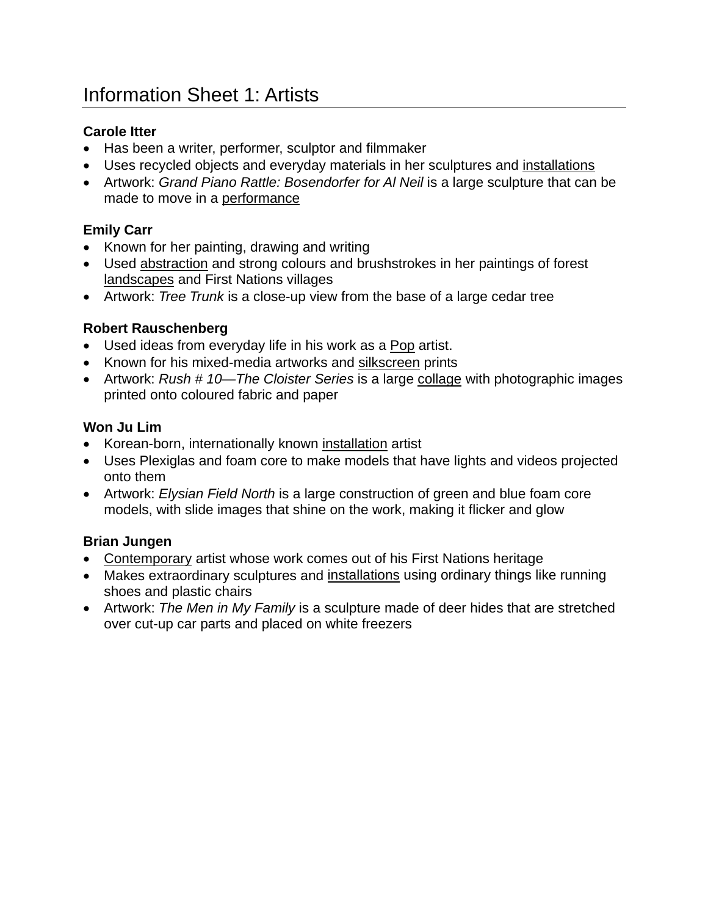# Information Sheet 1: Artists

**Carole Itter**

- Has been a writer, performer, sculptor and filmmaker
- Uses recycled objects and everyday materials in her sculptures and <u>installations</u>
- Artwork: *Grand Piano Rattle: Bosendorfer for Al Neil* is a large sculpture that can be made to move in a <u>performance</u>

**Emily Carr**

- Known for her painting, drawing and writing
- Used <u>abstraction</u> and strong colours and brushstrokes in her paintings of forest <u>landscapes</u> and First Nations villages
- Artwork: *Tree Trunk* is a close-up view from the base of a large cedar tree

**Robert Rauschenberg**

- Used ideas from everyday life in his work as a <u>Pop</u> artist.
- Known for his mixed-media artworks and <u>silkscreen</u> prints
- Artwork: *Rush # 10—The Cloister Series* is a large <u>collage</u> with photographic images printed onto coloured fabric and paper

**Won Ju Lim**

- Korean-born, internationally known <u>installation</u> artist
- Uses Plexiglas and foam core to make models that have lights and videos projected onto them
- Artwork: *Elysian Field North* is a large construction of green and blue foam core models, with slide images that shine on the work, making it flicker and glow

**Brian Jungen**

- <u>Contemporary</u> artist whose work comes out of his First Nations heritage
- Makes extraordinary sculptures and <u>installations</u> using ordinary things like running shoes and plastic chairs
- Artwork: *The Men in My Family* is a sculpture made of deer hides that are stretched over cut-up car parts and placed on white freezers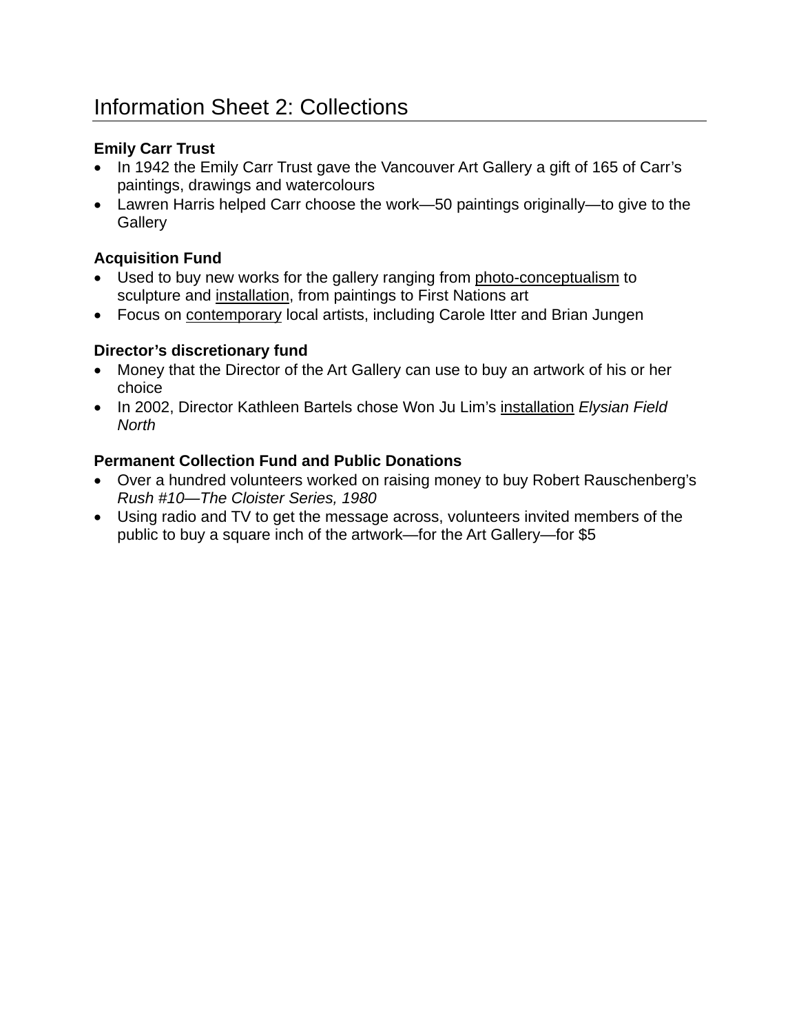# Information Sheet 2: Collections

**Emily Carr Trust**

- In 1942 the Emily Carr Trust gave the Vancouver Art Gallery a gift of 165 of Carr's paintings, drawings and watercolours
- Lawren Harris helped Carr choose the work—50 paintings originally—to give to the Gallery

**Acquisition Fund**

- Used to buy new works for the gallery ranging from photo-conceptualism to sculpture and installation, from paintings to First Nations art
- Focus on contemporary local artists, including Carole Itter and Brian Jungen

**Director's discretionary fund**

- Money that the Director of the Art Gallery can use to buy an artwork of his or her choice
- In 2002, Director Kathleen Bartels chose Won Ju Lim's installation *Elysian Field North*

**Permanent Collection Fund and Public Donations**

- Over a hundred volunteers worked on raising money to buy Robert Rauschenberg's *Rush #10—The Cloister Series, 1980*
- Using radio and TV to get the message across, volunteers invited members of the public to buy a square inch of the artwork—for the Art Gallery—for $5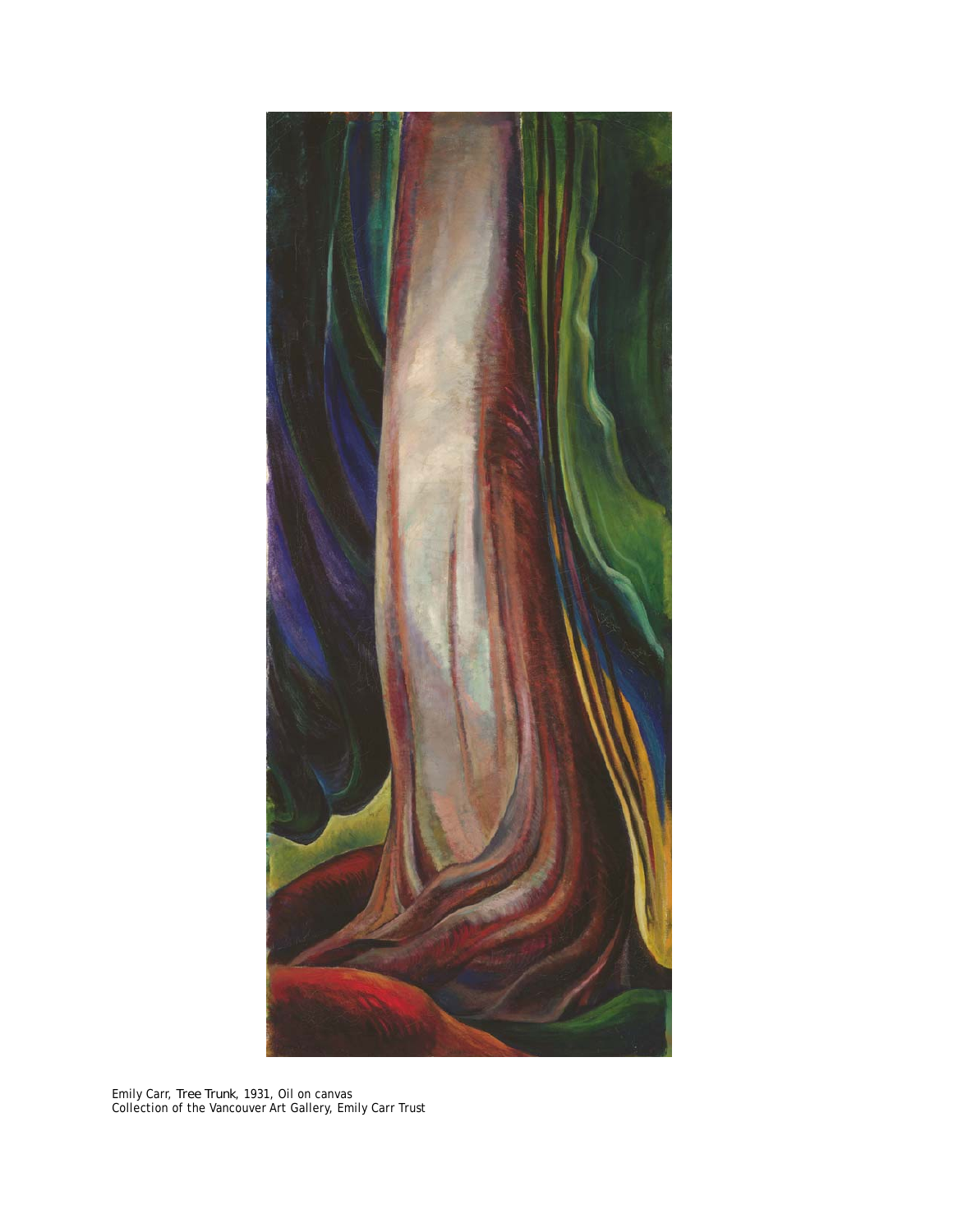Emily Carr, *Tree Trunk*, 1931, Oil on canvas
Collection of the Vancouver Art Gallery, Emily Carr Trust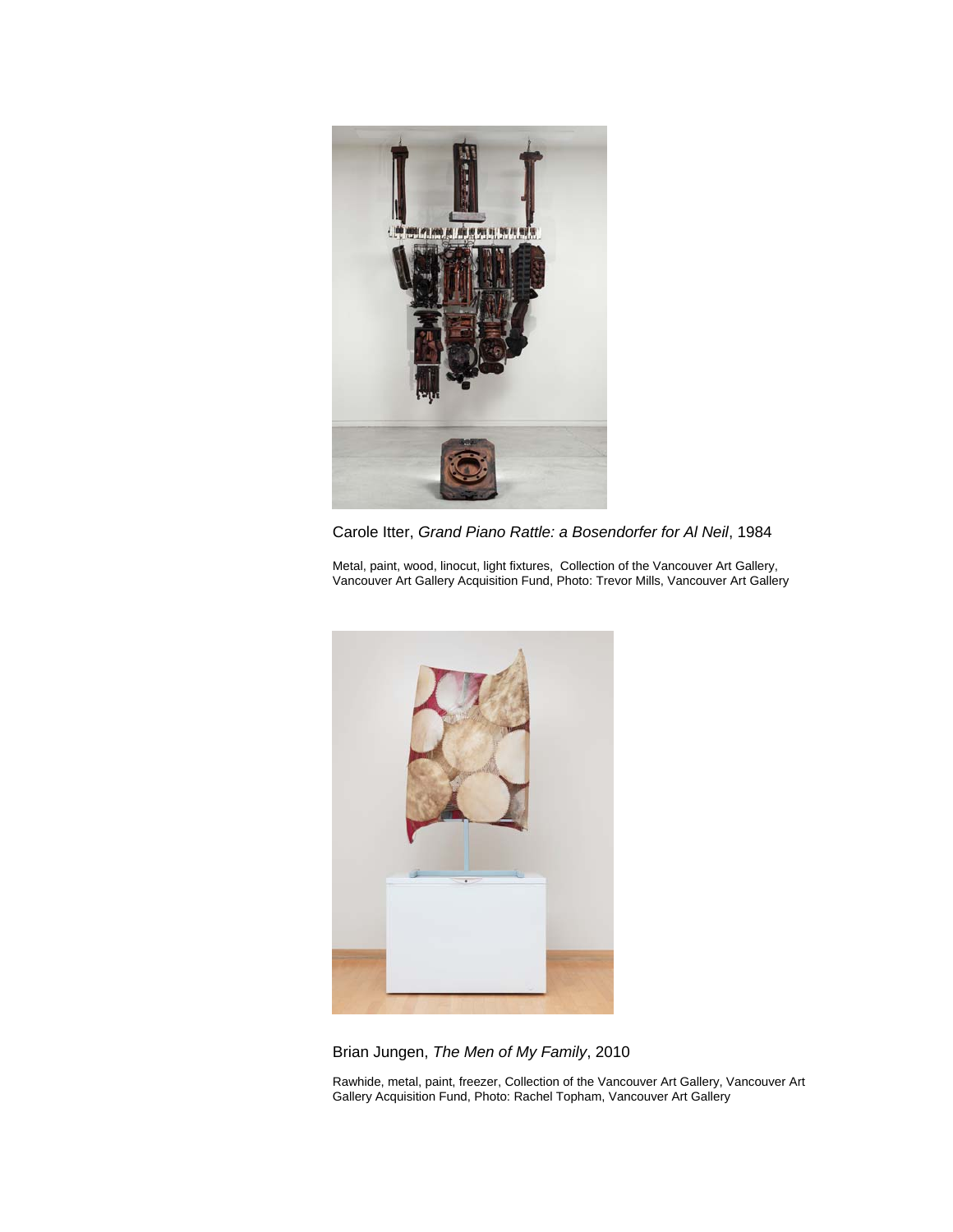Carole Itter, *Grand Piano Rattle: a Bosendorfer for Al Neil*, 1984

Metal, paint, wood, linocut, light fixtures, Collection of the Vancouver Art Gallery, Vancouver Art Gallery Acquisition Fund, Photo: Trevor Mills, Vancouver Art Gallery

Brian Jungen, *The Men of My Family*, 2010

Rawhide, metal, paint, freezer, Collection of the Vancouver Art Gallery, Vancouver Art Gallery Acquisition Fund, Photo: Rachel Topham, Vancouver Art Gallery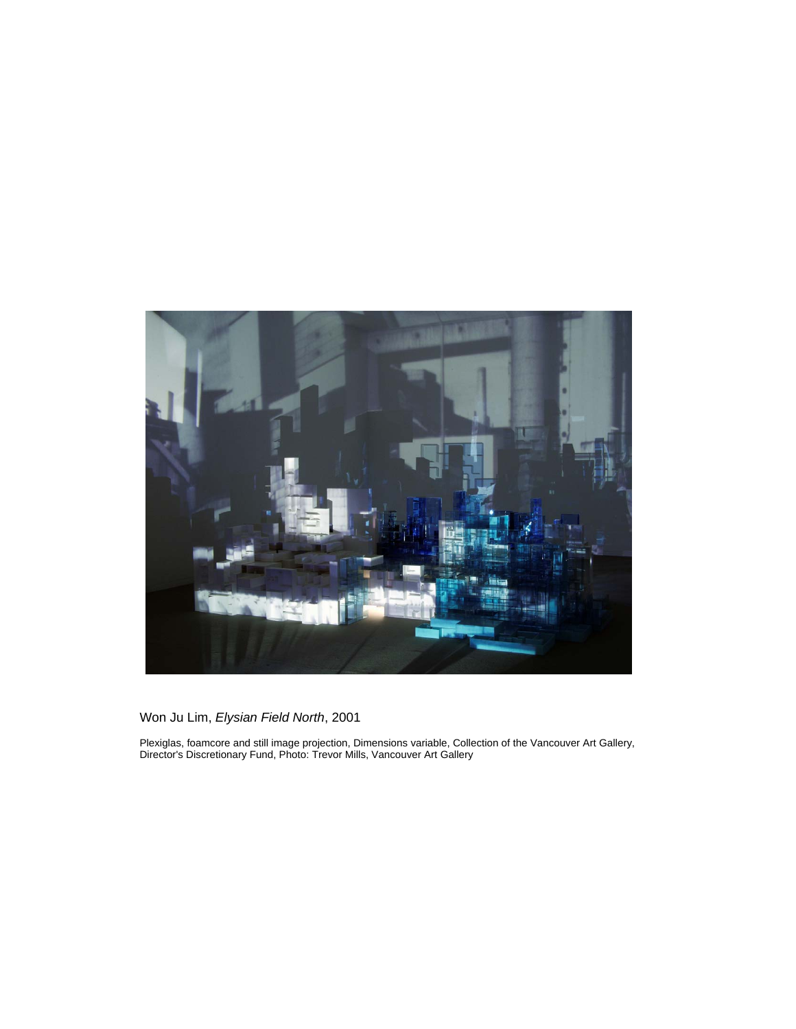Won Ju Lim, *Elysian Field North*, 2001

Plexiglas, foamcore and still image projection, Dimensions variable, Collection of the Vancouver Art Gallery, Director's Discretionary Fund, Photo: Trevor Mills, Vancouver Art Gallery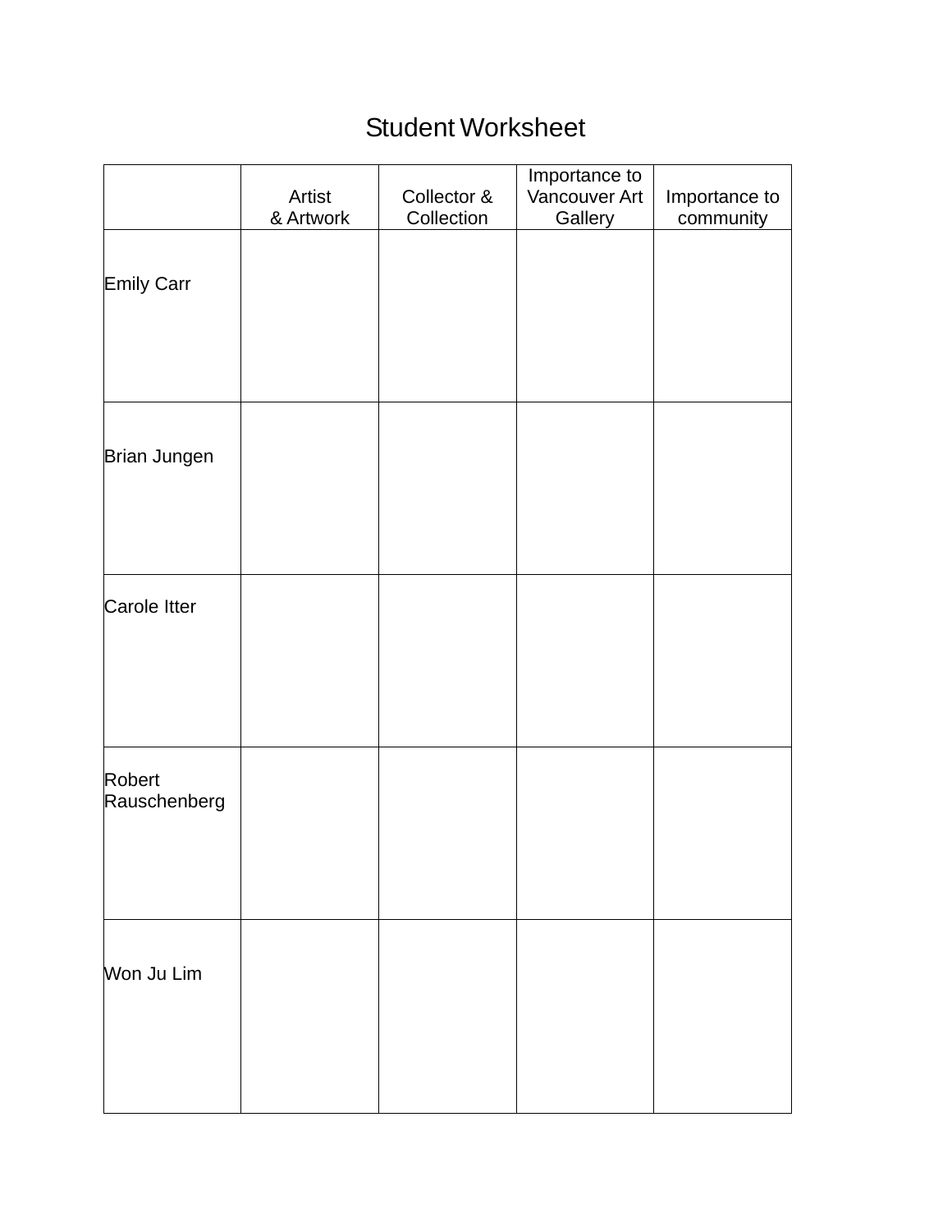# Student Worksheet

| | Artist & Artwork | Collector & Collection | Importance to Vancouver Art Gallery | Importance to community |
|---|---|---|---|---|
| Emily Carr | | | | |
| Brian Jungen | | | | |
| Carole Itter | | | | |
| Robert Rauschenberg | | | | |
| Won Ju Lim | | | | |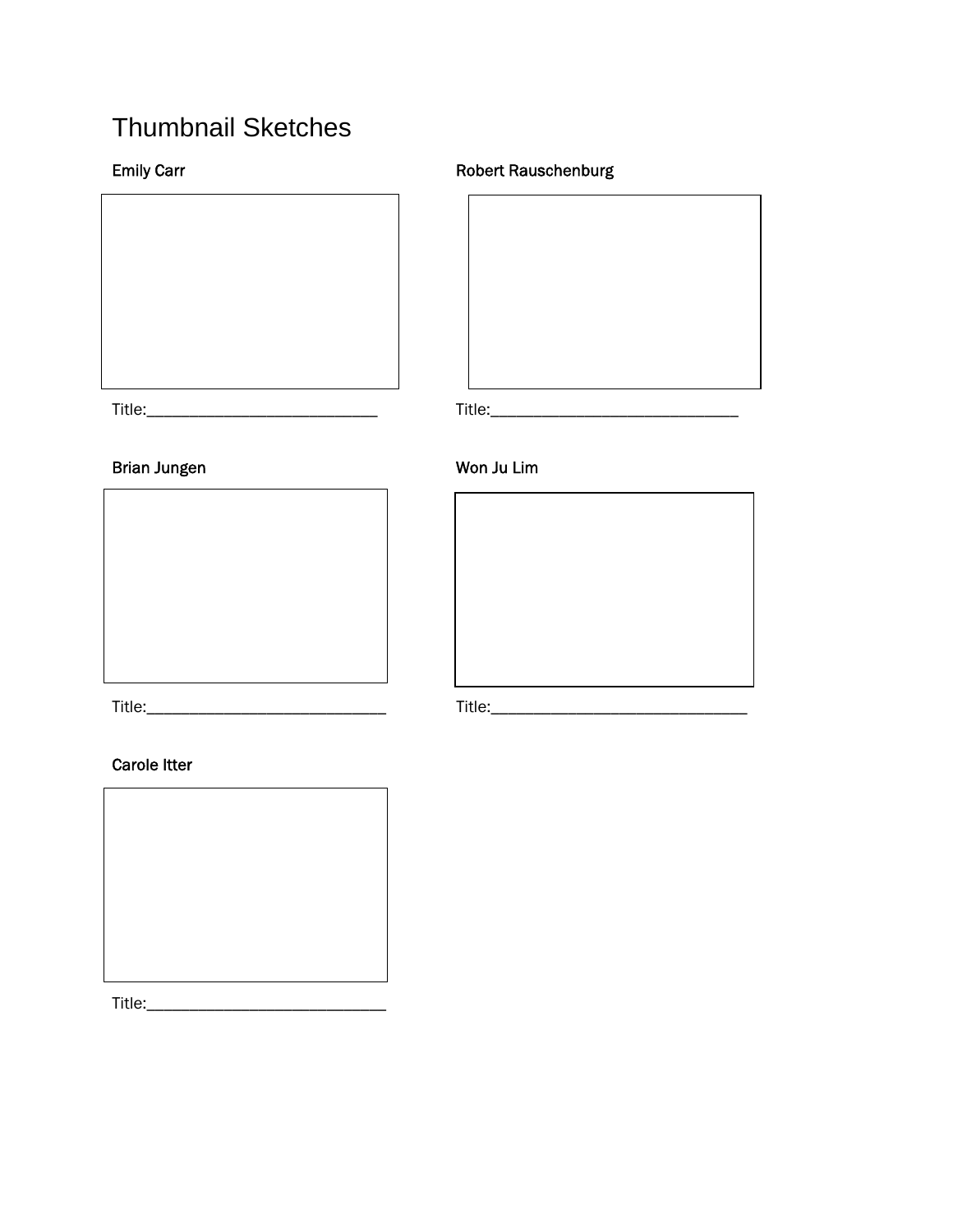# Thumbnail Sketches

**Emily Carr**

Title:______________________________

**Robert Rauschenburg**

Title:_______________________________

**Brian Jungen**

Title:______________________________

**Won Ju Lim**

Title:________________________________

**Carole Itter**

Title:______________________________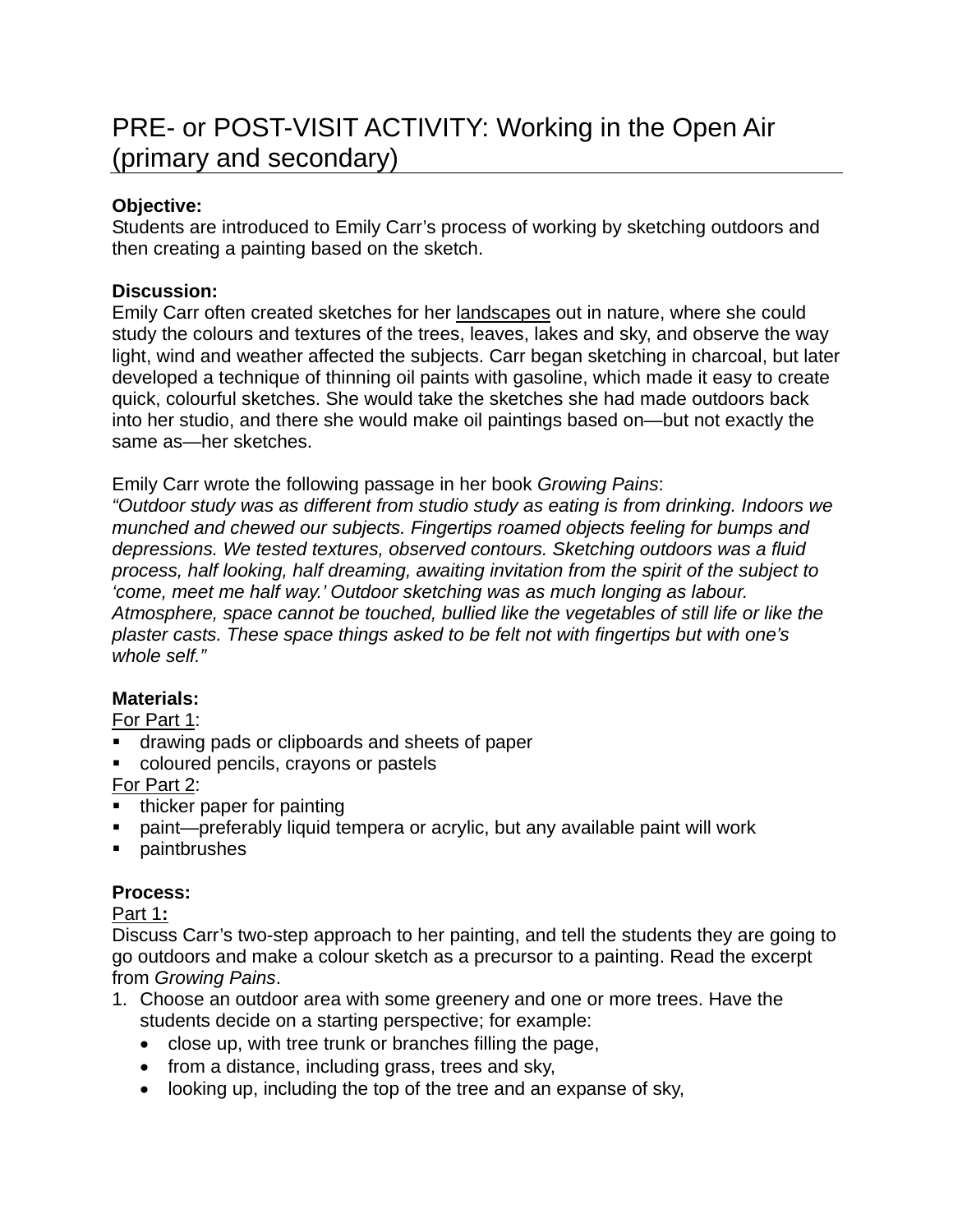## PRE- or POST-VISIT ACTIVITY: Working in the Open Air (primary and secondary)

**Objective:**
Students are introduced to Emily Carr's process of working by sketching outdoors and then creating a painting based on the sketch.

**Discussion:**
Emily Carr often created sketches for her landscapes out in nature, where she could study the colours and textures of the trees, leaves, lakes and sky, and observe the way light, wind and weather affected the subjects. Carr began sketching in charcoal, but later developed a technique of thinning oil paints with gasoline, which made it easy to create quick, colourful sketches. She would take the sketches she had made outdoors back into her studio, and there she would make oil paintings based on—but not exactly the same as—her sketches.

Emily Carr wrote the following passage in her book *Growing Pains*:
*"Outdoor study was as different from studio study as eating is from drinking. Indoors we munched and chewed our subjects. Fingertips roamed objects feeling for bumps and depressions. We tested textures, observed contours. Sketching outdoors was a fluid process, half looking, half dreaming, awaiting invitation from the spirit of the subject to 'come, meet me half way.' Outdoor sketching was as much longing as labour. Atmosphere, space cannot be touched, bullied like the vegetables of still life or like the plaster casts. These space things asked to be felt not with fingertips but with one's whole self."*

**Materials:**
For Part 1:
- drawing pads or clipboards and sheets of paper
- coloured pencils, crayons or pastels

For Part 2:
- thicker paper for painting
- paint—preferably liquid tempera or acrylic, but any available paint will work
- paintbrushes

**Process:**
Part 1**:**
Discuss Carr's two-step approach to her painting, and tell the students they are going to go outdoors and make a colour sketch as a precursor to a painting. Read the excerpt from *Growing Pains*.

1. Choose an outdoor area with some greenery and one or more trees. Have the students decide on a starting perspective; for example:
   - close up, with tree trunk or branches filling the page,
   - from a distance, including grass, trees and sky,
   - looking up, including the top of the tree and an expanse of sky,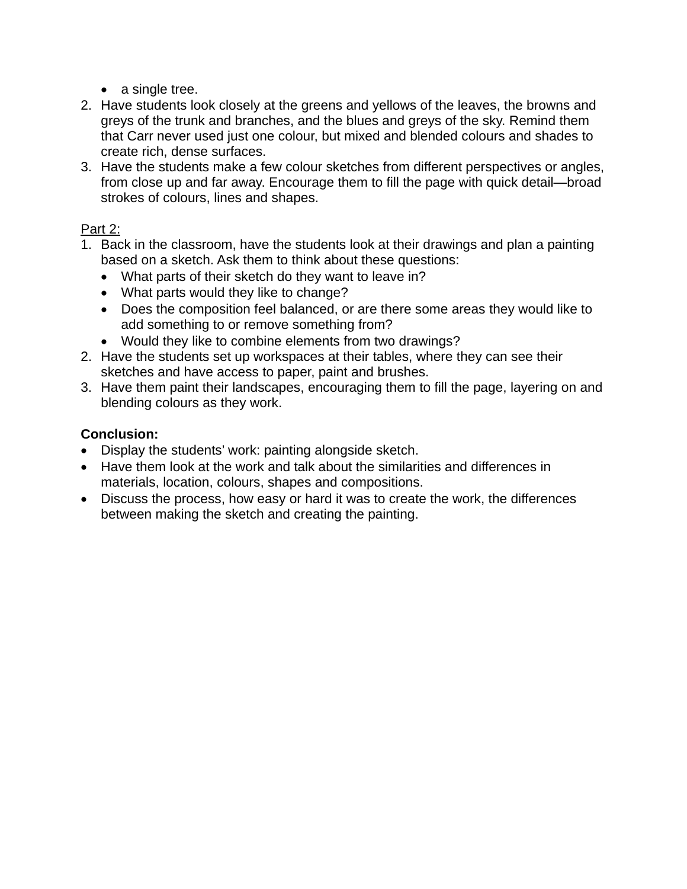- a single tree.
2. Have students look closely at the greens and yellows of the leaves, the browns and greys of the trunk and branches, and the blues and greys of the sky. Remind them that Carr never used just one colour, but mixed and blended colours and shades to create rich, dense surfaces.
3. Have the students make a few colour sketches from different perspectives or angles, from close up and far away. Encourage them to fill the page with quick detail—broad strokes of colours, lines and shapes.

<u>Part 2:</u>

1. Back in the classroom, have the students look at their drawings and plan a painting based on a sketch. Ask them to think about these questions:
    - What parts of their sketch do they want to leave in?
    - What parts would they like to change?
    - Does the composition feel balanced, or are there some areas they would like to add something to or remove something from?
    - Would they like to combine elements from two drawings?
2. Have the students set up workspaces at their tables, where they can see their sketches and have access to paper, paint and brushes.
3. Have them paint their landscapes, encouraging them to fill the page, layering on and blending colours as they work.

**Conclusion:**

- Display the students' work: painting alongside sketch.
- Have them look at the work and talk about the similarities and differences in materials, location, colours, shapes and compositions.
- Discuss the process, how easy or hard it was to create the work, the differences between making the sketch and creating the painting.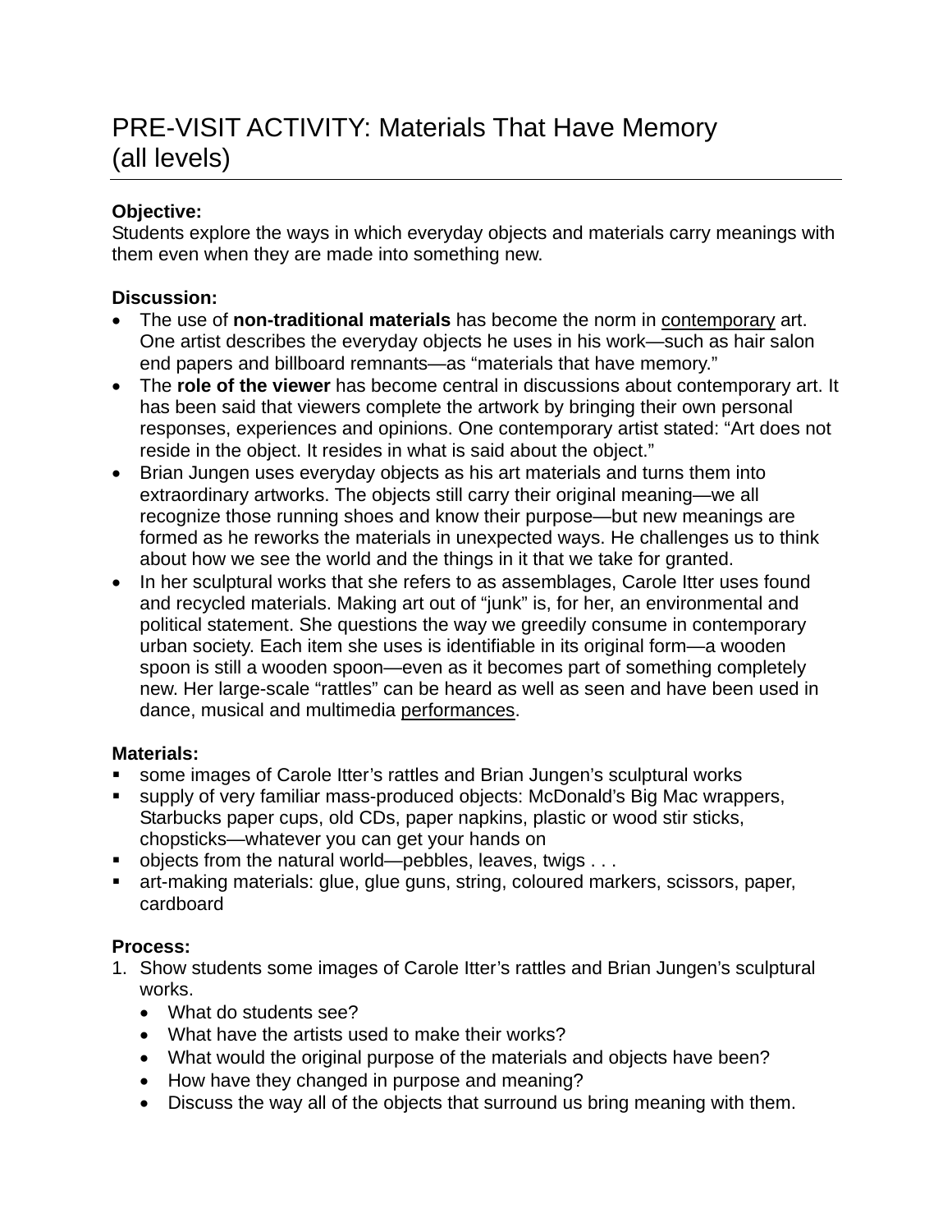# PRE-VISIT ACTIVITY: Materials That Have Memory (all levels)

**Objective:**
Students explore the ways in which everyday objects and materials carry meanings with them even when they are made into something new.

**Discussion:**

- The use of **non-traditional materials** has become the norm in contemporary art. One artist describes the everyday objects he uses in his work—such as hair salon end papers and billboard remnants—as "materials that have memory."
- The **role of the viewer** has become central in discussions about contemporary art. It has been said that viewers complete the artwork by bringing their own personal responses, experiences and opinions. One contemporary artist stated: "Art does not reside in the object. It resides in what is said about the object."
- Brian Jungen uses everyday objects as his art materials and turns them into extraordinary artworks. The objects still carry their original meaning—we all recognize those running shoes and know their purpose—but new meanings are formed as he reworks the materials in unexpected ways. He challenges us to think about how we see the world and the things in it that we take for granted.
- In her sculptural works that she refers to as assemblages, Carole Itter uses found and recycled materials. Making art out of "junk" is, for her, an environmental and political statement. She questions the way we greedily consume in contemporary urban society. Each item she uses is identifiable in its original form—a wooden spoon is still a wooden spoon—even as it becomes part of something completely new. Her large-scale "rattles" can be heard as well as seen and have been used in dance, musical and multimedia performances.

**Materials:**

- some images of Carole Itter's rattles and Brian Jungen's sculptural works
- supply of very familiar mass-produced objects: McDonald's Big Mac wrappers, Starbucks paper cups, old CDs, paper napkins, plastic or wood stir sticks, chopsticks—whatever you can get your hands on
- objects from the natural world—pebbles, leaves, twigs . . .
- art-making materials: glue, glue guns, string, coloured markers, scissors, paper, cardboard

**Process:**

1. Show students some images of Carole Itter's rattles and Brian Jungen's sculptural works.
   - What do students see?
   - What have the artists used to make their works?
   - What would the original purpose of the materials and objects have been?
   - How have they changed in purpose and meaning?
   - Discuss the way all of the objects that surround us bring meaning with them.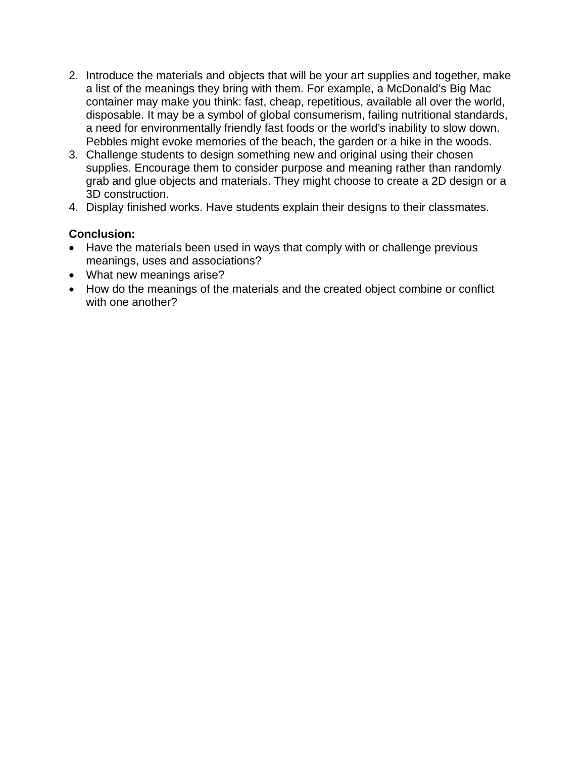2. Introduce the materials and objects that will be your art supplies and together, make a list of the meanings they bring with them. For example, a McDonald's Big Mac container may make you think: fast, cheap, repetitious, available all over the world, disposable. It may be a symbol of global consumerism, failing nutritional standards, a need for environmentally friendly fast foods or the world's inability to slow down. Pebbles might evoke memories of the beach, the garden or a hike in the woods.
3. Challenge students to design something new and original using their chosen supplies. Encourage them to consider purpose and meaning rather than randomly grab and glue objects and materials. They might choose to create a 2D design or a 3D construction.
4. Display finished works. Have students explain their designs to their classmates.

**Conclusion:**

- Have the materials been used in ways that comply with or challenge previous meanings, uses and associations?
- What new meanings arise?
- How do the meanings of the materials and the created object combine or conflict with one another?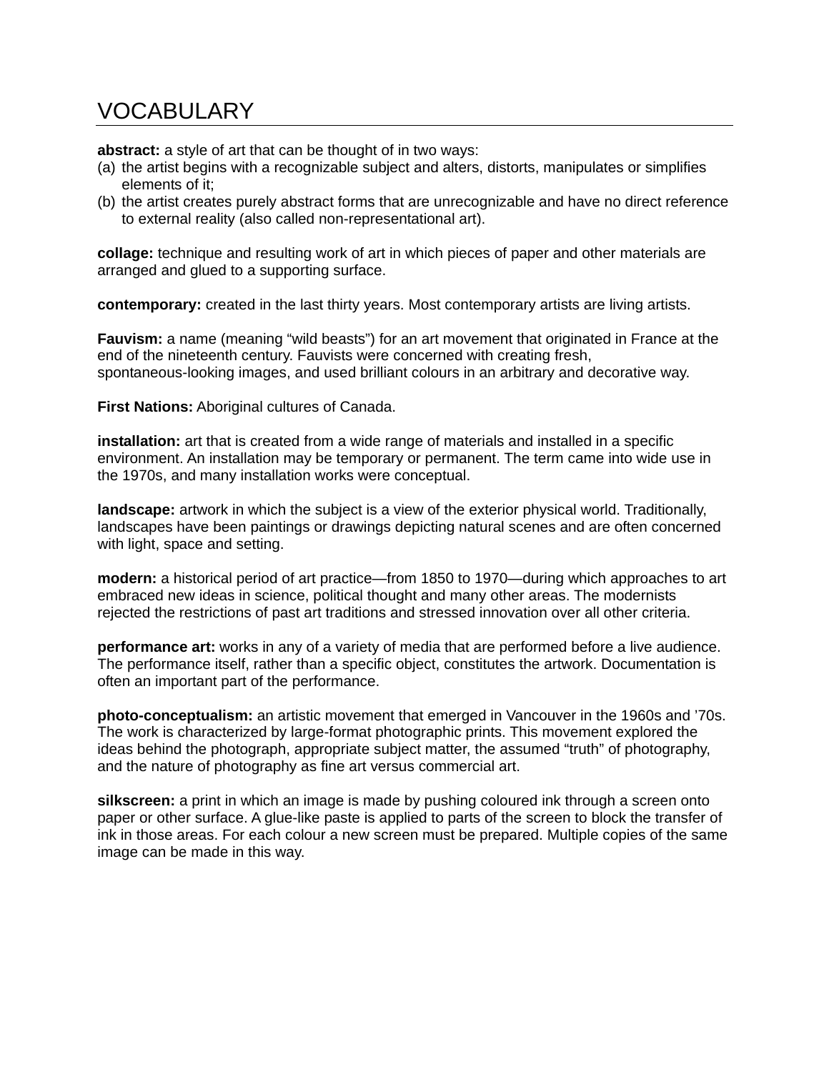# VOCABULARY

**abstract:** a style of art that can be thought of in two ways:

(a) the artist begins with a recognizable subject and alters, distorts, manipulates or simplifies elements of it;

(b) the artist creates purely abstract forms that are unrecognizable and have no direct reference to external reality (also called non-representational art).

**collage:** technique and resulting work of art in which pieces of paper and other materials are arranged and glued to a supporting surface.

**contemporary:** created in the last thirty years. Most contemporary artists are living artists.

**Fauvism:** a name (meaning "wild beasts") for an art movement that originated in France at the end of the nineteenth century. Fauvists were concerned with creating fresh, spontaneous-looking images, and used brilliant colours in an arbitrary and decorative way.

**First Nations:** Aboriginal cultures of Canada.

**installation:** art that is created from a wide range of materials and installed in a specific environment. An installation may be temporary or permanent. The term came into wide use in the 1970s, and many installation works were conceptual.

**landscape:** artwork in which the subject is a view of the exterior physical world. Traditionally, landscapes have been paintings or drawings depicting natural scenes and are often concerned with light, space and setting.

**modern:** a historical period of art practice—from 1850 to 1970—during which approaches to art embraced new ideas in science, political thought and many other areas. The modernists rejected the restrictions of past art traditions and stressed innovation over all other criteria.

**performance art:** works in any of a variety of media that are performed before a live audience. The performance itself, rather than a specific object, constitutes the artwork. Documentation is often an important part of the performance.

**photo-conceptualism:** an artistic movement that emerged in Vancouver in the 1960s and '70s. The work is characterized by large-format photographic prints. This movement explored the ideas behind the photograph, appropriate subject matter, the assumed "truth" of photography, and the nature of photography as fine art versus commercial art.

**silkscreen:** a print in which an image is made by pushing coloured ink through a screen onto paper or other surface. A glue-like paste is applied to parts of the screen to block the transfer of ink in those areas. For each colour a new screen must be prepared. Multiple copies of the same image can be made in this way.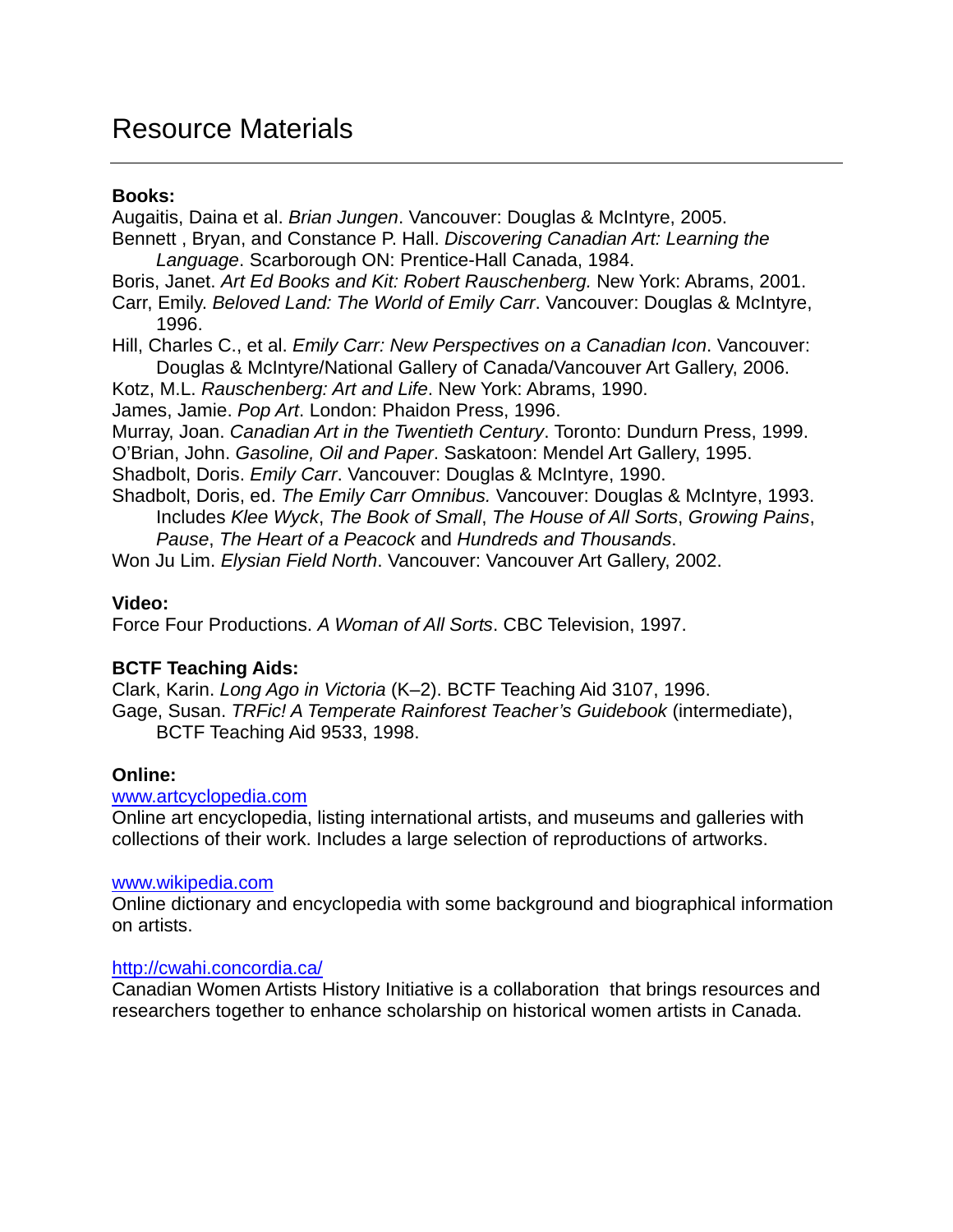# Resource Materials

**Books:**

Augaitis, Daina et al. *Brian Jungen*. Vancouver: Douglas & McIntyre, 2005.

Bennett , Bryan, and Constance P. Hall. *Discovering Canadian Art: Learning the Language*. Scarborough ON: Prentice-Hall Canada, 1984.

Boris, Janet. *Art Ed Books and Kit: Robert Rauschenberg.* New York: Abrams, 2001.

Carr, Emily. *Beloved Land: The World of Emily Carr*. Vancouver: Douglas & McIntyre, 1996.

Hill, Charles C., et al. *Emily Carr: New Perspectives on a Canadian Icon*. Vancouver: Douglas & McIntyre/National Gallery of Canada/Vancouver Art Gallery, 2006.

Kotz, M.L. *Rauschenberg: Art and Life*. New York: Abrams, 1990.

James, Jamie. *Pop Art*. London: Phaidon Press, 1996.

Murray, Joan. *Canadian Art in the Twentieth Century*. Toronto: Dundurn Press, 1999.

O'Brian, John. *Gasoline, Oil and Paper*. Saskatoon: Mendel Art Gallery, 1995.

Shadbolt, Doris. *Emily Carr*. Vancouver: Douglas & McIntyre, 1990.

Shadbolt, Doris, ed. *The Emily Carr Omnibus.* Vancouver: Douglas & McIntyre, 1993. Includes *Klee Wyck*, *The Book of Small*, *The House of All Sorts*, *Growing Pains*, *Pause*, *The Heart of a Peacock* and *Hundreds and Thousands*.

Won Ju Lim. *Elysian Field North*. Vancouver: Vancouver Art Gallery, 2002.

**Video:**

Force Four Productions. *A Woman of All Sorts*. CBC Television, 1997.

**BCTF Teaching Aids:**

Clark, Karin. *Long Ago in Victoria* (K–2). BCTF Teaching Aid 3107, 1996.

Gage, Susan. *TRFic! A Temperate Rainforest Teacher's Guidebook* (intermediate), BCTF Teaching Aid 9533, 1998.

**Online:**

[www.artcyclopedia.com](http://www.artcyclopedia.com)
Online art encyclopedia, listing international artists, and museums and galleries with collections of their work. Includes a large selection of reproductions of artworks.

[www.wikipedia.com](http://www.wikipedia.com)
Online dictionary and encyclopedia with some background and biographical information on artists.

[http://cwahi.concordia.ca/](http://cwahi.concordia.ca/)
Canadian Women Artists History Initiative is a collaboration that brings resources and researchers together to enhance scholarship on historical women artists in Canada.